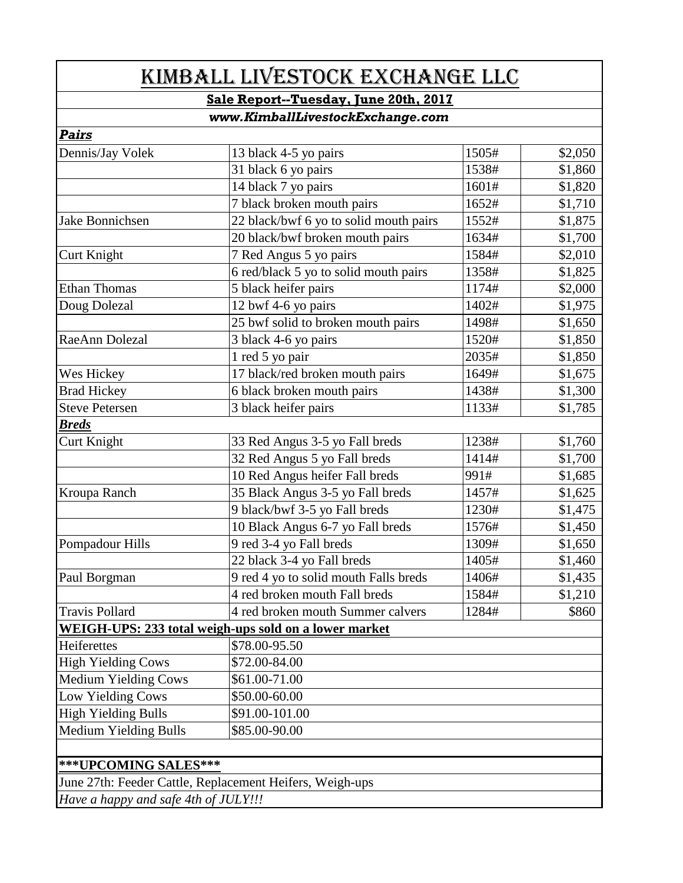# KIMBALL LIVESTOCK EXCHANGE LLC

**Sale Report--Tuesday, June 20th, 2017**

***www.KimballLivestockExchange.com***

***Pairs***

| | | | |
|---|---|---|---|
| Dennis/Jay Volek | 13 black 4-5 yo pairs | 1505# | $2,050 |
| | 31 black 6 yo pairs | 1538# | $1,860 |
| | 14 black 7 yo pairs | 1601# | $1,820 |
| | 7 black broken mouth pairs | 1652# | $1,710 |
| Jake Bonnichsen | 22 black/bwf 6 yo to solid mouth pairs | 1552# | $1,875 |
| | 20 black/bwf broken mouth pairs | 1634# | $1,700 |
| Curt Knight | 7 Red Angus 5 yo pairs | 1584# | $2,010 |
| | 6 red/black 5 yo to solid mouth pairs | 1358# | $1,825 |
| Ethan Thomas | 5 black heifer pairs | 1174# | $2,000 |
| Doug Dolezal | 12 bwf 4-6 yo pairs | 1402# | $1,975 |
| | 25 bwf solid to broken mouth pairs | 1498# | $1,650 |
| RaeAnn Dolezal | 3 black 4-6 yo pairs | 1520# | $1,850 |
| | 1 red 5 yo pair | 2035# | $1,850 |
| Wes Hickey | 17 black/red broken mouth pairs | 1649# | $1,675 |
| Brad Hickey | 6 black broken mouth pairs | 1438# | $1,300 |
| Steve Petersen | 3 black heifer pairs | 1133# | $1,785 |

***Breds***

| | | | |
|---|---|---|---|
| Curt Knight | 33 Red Angus 3-5 yo Fall breds | 1238# | $1,760 |
| | 32 Red Angus 5 yo Fall breds | 1414# | $1,700 |
| | 10 Red Angus heifer Fall breds | 991# | $1,685 |
| Kroupa Ranch | 35 Black Angus 3-5 yo Fall breds | 1457# | $1,625 |
| | 9 black/bwf 3-5 yo Fall breds | 1230# | $1,475 |
| | 10 Black Angus 6-7 yo Fall breds | 1576# | $1,450 |
| Pompadour Hills | 9 red 3-4 yo Fall breds | 1309# | $1,650 |
| | 22 black 3-4 yo Fall breds | 1405# | $1,460 |
| Paul Borgman | 9 red 4 yo to solid mouth Falls breds | 1406# | $1,435 |
| | 4 red broken mouth Fall breds | 1584# | $1,210 |
| Travis Pollard | 4 red broken mouth Summer calvers | 1284# | $860 |

**WEIGH-UPS: 233 total weigh-ups sold on a lower market**

| | |
|---|---|
| Heiferettes | $78.00-95.50 |
| High Yielding Cows | $72.00-84.00 |
| Medium Yielding Cows | $61.00-71.00 |
| Low Yielding Cows | $50.00-60.00 |
| High Yielding Bulls | $91.00-101.00 |
| Medium Yielding Bulls | $85.00-90.00 |

**\*\*\*UPCOMING SALES\*\*\***

June 27th: Feeder Cattle, Replacement Heifers, Weigh-ups

*Have a happy and safe 4th of JULY!!!*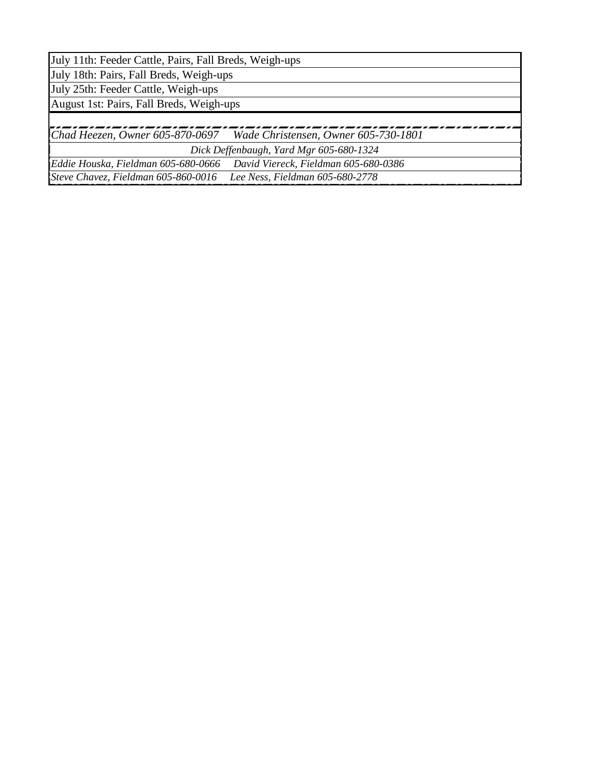July 11th: Feeder Cattle, Pairs, Fall Breds, Weigh-ups

July 18th: Pairs, Fall Breds, Weigh-ups

July 25th: Feeder Cattle, Weigh-ups

August 1st: Pairs, Fall Breds, Weigh-ups

*Chad Heezen, Owner 605-870-0697 Wade Christensen, Owner 605-730-1801*

*Dick Deffenbaugh, Yard Mgr 605-680-1324*

*Eddie Houska, Fieldman 605-680-0666 David Viereck, Fieldman 605-680-0386*

*Steve Chavez, Fieldman 605-860-0016 Lee Ness, Fieldman 605-680-2778*